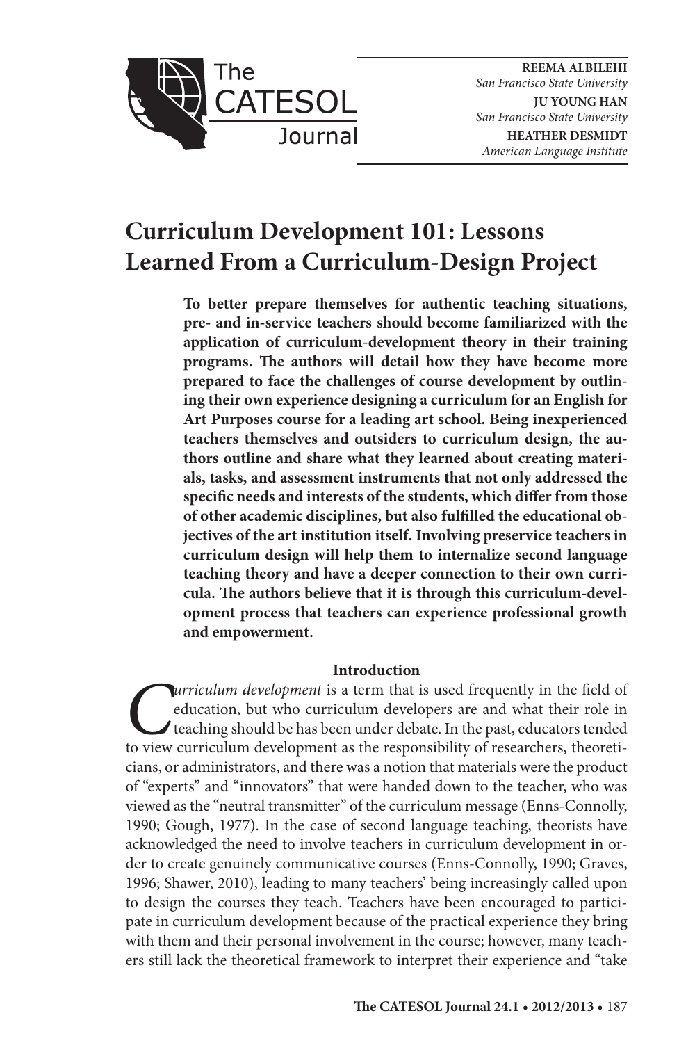REEMA ALBILEHI
*San Francisco State University*

JU YOUNG HAN
*San Francisco State University*

HEATHER DESMIDT
*American Language Institute*

# Curriculum Development 101: Lessons Learned From a Curriculum-Design Project

**To better prepare themselves for authentic teaching situations, pre- and in-service teachers should become familiarized with the application of curriculum-development theory in their training programs. The authors will detail how they have become more prepared to face the challenges of course development by outlining their own experience designing a curriculum for an English for Art Purposes course for a leading art school. Being inexperienced teachers themselves and outsiders to curriculum design, the authors outline and share what they learned about creating materials, tasks, and assessment instruments that not only addressed the specific needs and interests of the students, which differ from those of other academic disciplines, but also fulfilled the educational objectives of the art institution itself. Involving preservice teachers in curriculum design will help them to internalize second language teaching theory and have a deeper connection to their own curricula. The authors believe that it is through this curriculum-development process that teachers can experience professional growth and empowerment.**

## Introduction

*Curriculum development* is a term that is used frequently in the field of education, but who curriculum developers are and what their role in teaching should be has been under debate. In the past, educators tended to view curriculum development as the responsibility of researchers, theoreticians, or administrators, and there was a notion that materials were the product of "experts" and "innovators" that were handed down to the teacher, who was viewed as the "neutral transmitter" of the curriculum message (Enns-Connolly, 1990; Gough, 1977). In the case of second language teaching, theorists have acknowledged the need to involve teachers in curriculum development in order to create genuinely communicative courses (Enns-Connolly, 1990; Graves, 1996; Shawer, 2010), leading to many teachers' being increasingly called upon to design the courses they teach. Teachers have been encouraged to participate in curriculum development because of the practical experience they bring with them and their personal involvement in the course; however, many teachers still lack the theoretical framework to interpret their experience and "take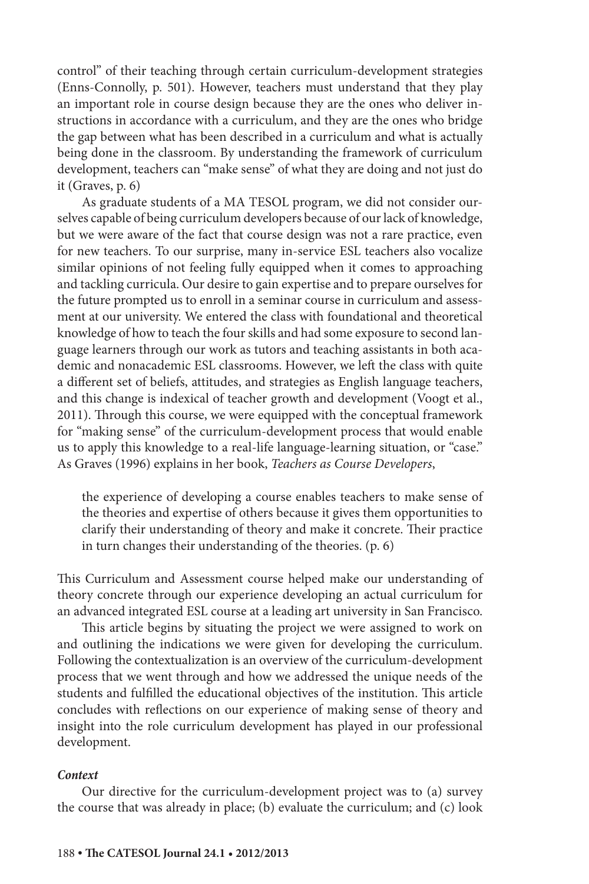control" of their teaching through certain curriculum-development strategies (Enns-Connolly, p. 501). However, teachers must understand that they play an important role in course design because they are the ones who deliver instructions in accordance with a curriculum, and they are the ones who bridge the gap between what has been described in a curriculum and what is actually being done in the classroom. By understanding the framework of curriculum development, teachers can "make sense" of what they are doing and not just do it (Graves, p. 6)

As graduate students of a MA TESOL program, we did not consider ourselves capable of being curriculum developers because of our lack of knowledge, but we were aware of the fact that course design was not a rare practice, even for new teachers. To our surprise, many in-service ESL teachers also vocalize similar opinions of not feeling fully equipped when it comes to approaching and tackling curricula. Our desire to gain expertise and to prepare ourselves for the future prompted us to enroll in a seminar course in curriculum and assessment at our university. We entered the class with foundational and theoretical knowledge of how to teach the four skills and had some exposure to second language learners through our work as tutors and teaching assistants in both academic and nonacademic ESL classrooms. However, we left the class with quite a different set of beliefs, attitudes, and strategies as English language teachers, and this change is indexical of teacher growth and development (Voogt et al., 2011). Through this course, we were equipped with the conceptual framework for "making sense" of the curriculum-development process that would enable us to apply this knowledge to a real-life language-learning situation, or "case." As Graves (1996) explains in her book, *Teachers as Course Developers*,

> the experience of developing a course enables teachers to make sense of the theories and expertise of others because it gives them opportunities to clarify their understanding of theory and make it concrete. Their practice in turn changes their understanding of the theories. (p. 6)

This Curriculum and Assessment course helped make our understanding of theory concrete through our experience developing an actual curriculum for an advanced integrated ESL course at a leading art university in San Francisco.

This article begins by situating the project we were assigned to work on and outlining the indications we were given for developing the curriculum. Following the contextualization is an overview of the curriculum-development process that we went through and how we addressed the unique needs of the students and fulfilled the educational objectives of the institution. This article concludes with reflections on our experience of making sense of theory and insight into the role curriculum development has played in our professional development.

### *Context*

Our directive for the curriculum-development project was to (a) survey the course that was already in place; (b) evaluate the curriculum; and (c) look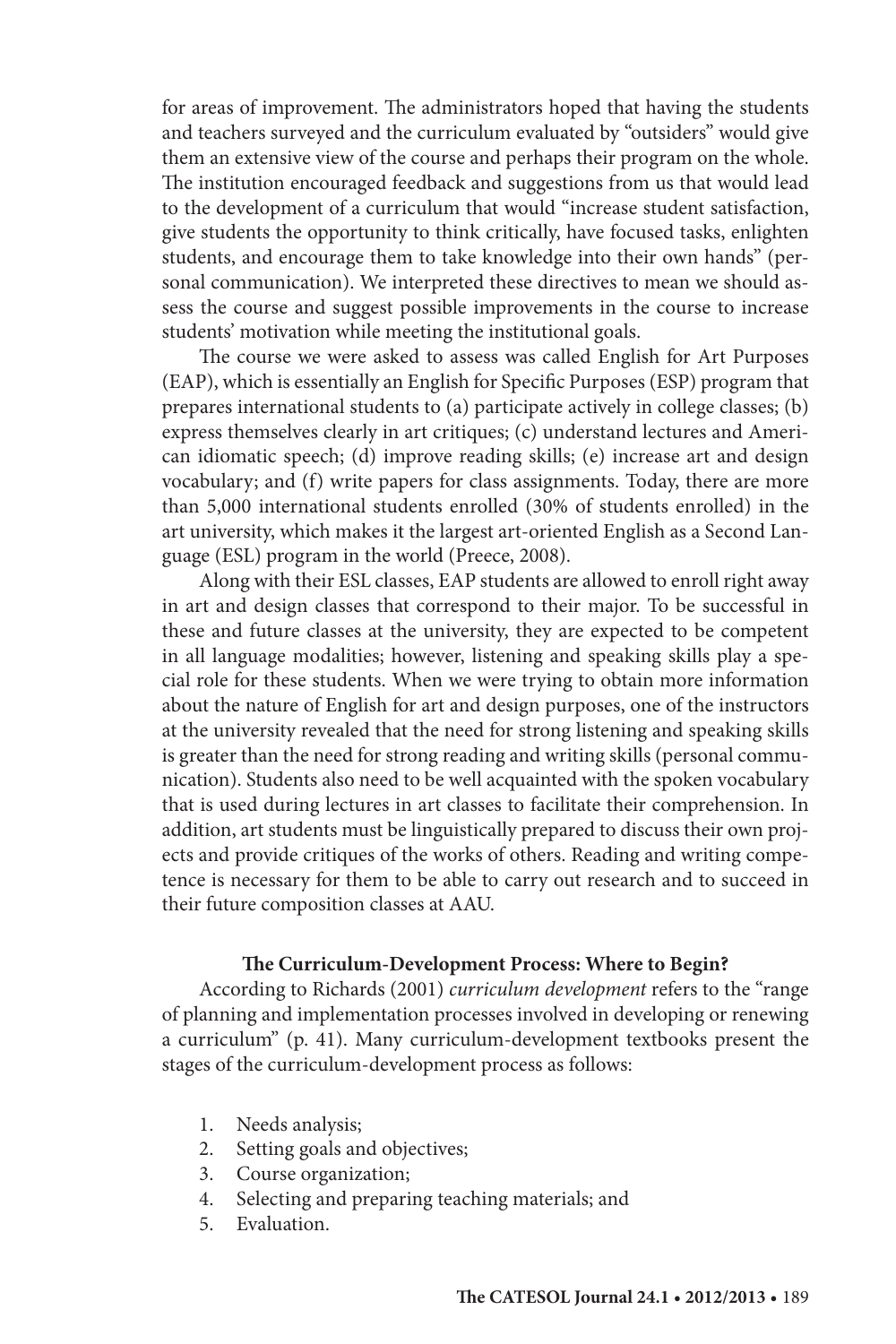for areas of improvement. The administrators hoped that having the students and teachers surveyed and the curriculum evaluated by "outsiders" would give them an extensive view of the course and perhaps their program on the whole. The institution encouraged feedback and suggestions from us that would lead to the development of a curriculum that would "increase student satisfaction, give students the opportunity to think critically, have focused tasks, enlighten students, and encourage them to take knowledge into their own hands" (personal communication). We interpreted these directives to mean we should assess the course and suggest possible improvements in the course to increase students' motivation while meeting the institutional goals.

The course we were asked to assess was called English for Art Purposes (EAP), which is essentially an English for Specific Purposes (ESP) program that prepares international students to (a) participate actively in college classes; (b) express themselves clearly in art critiques; (c) understand lectures and American idiomatic speech; (d) improve reading skills; (e) increase art and design vocabulary; and (f) write papers for class assignments. Today, there are more than 5,000 international students enrolled (30% of students enrolled) in the art university, which makes it the largest art-oriented English as a Second Language (ESL) program in the world (Preece, 2008).

Along with their ESL classes, EAP students are allowed to enroll right away in art and design classes that correspond to their major. To be successful in these and future classes at the university, they are expected to be competent in all language modalities; however, listening and speaking skills play a special role for these students. When we were trying to obtain more information about the nature of English for art and design purposes, one of the instructors at the university revealed that the need for strong listening and speaking skills is greater than the need for strong reading and writing skills (personal communication). Students also need to be well acquainted with the spoken vocabulary that is used during lectures in art classes to facilitate their comprehension. In addition, art students must be linguistically prepared to discuss their own projects and provide critiques of the works of others. Reading and writing competence is necessary for them to be able to carry out research and to succeed in their future composition classes at AAU.

### The Curriculum-Development Process: Where to Begin?

According to Richards (2001) *curriculum development* refers to the "range of planning and implementation processes involved in developing or renewing a curriculum" (p. 41). Many curriculum-development textbooks present the stages of the curriculum-development process as follows:

1. Needs analysis;
2. Setting goals and objectives;
3. Course organization;
4. Selecting and preparing teaching materials; and
5. Evaluation.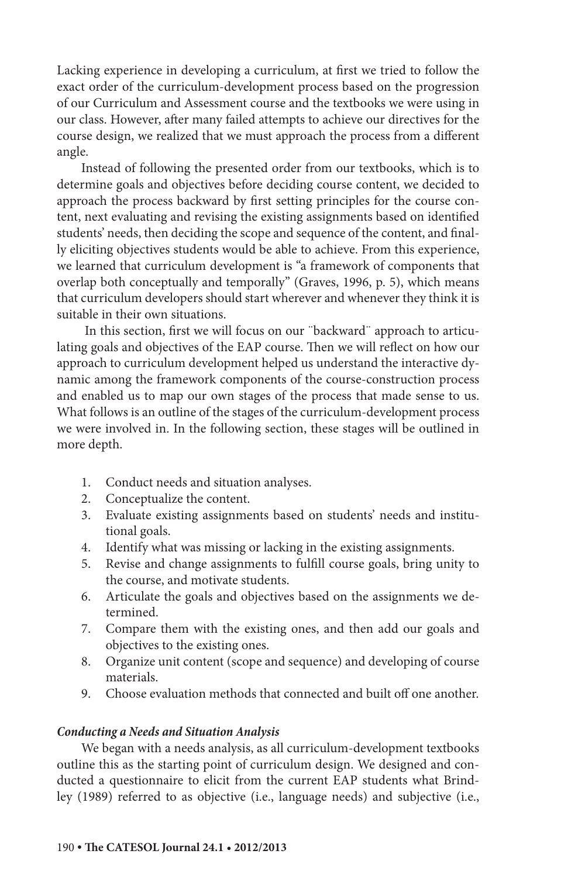Lacking experience in developing a curriculum, at first we tried to follow the exact order of the curriculum-development process based on the progression of our Curriculum and Assessment course and the textbooks we were using in our class. However, after many failed attempts to achieve our directives for the course design, we realized that we must approach the process from a different angle.

Instead of following the presented order from our textbooks, which is to determine goals and objectives before deciding course content, we decided to approach the process backward by first setting principles for the course content, next evaluating and revising the existing assignments based on identified students' needs, then deciding the scope and sequence of the content, and finally eliciting objectives students would be able to achieve. From this experience, we learned that curriculum development is "a framework of components that overlap both conceptually and temporally" (Graves, 1996, p. 5), which means that curriculum developers should start wherever and whenever they think it is suitable in their own situations.

In this section, first we will focus on our ¨backward¨ approach to articulating goals and objectives of the EAP course. Then we will reflect on how our approach to curriculum development helped us understand the interactive dynamic among the framework components of the course-construction process and enabled us to map our own stages of the process that made sense to us. What follows is an outline of the stages of the curriculum-development process we were involved in. In the following section, these stages will be outlined in more depth.

1. Conduct needs and situation analyses.
2. Conceptualize the content.
3. Evaluate existing assignments based on students' needs and institutional goals.
4. Identify what was missing or lacking in the existing assignments.
5. Revise and change assignments to fulfill course goals, bring unity to the course, and motivate students.
6. Articulate the goals and objectives based on the assignments we determined.
7. Compare them with the existing ones, and then add our goals and objectives to the existing ones.
8. Organize unit content (scope and sequence) and developing of course materials.
9. Choose evaluation methods that connected and built off one another.

***Conducting a Needs and Situation Analysis***

We began with a needs analysis, as all curriculum-development textbooks outline this as the starting point of curriculum design. We designed and conducted a questionnaire to elicit from the current EAP students what Brindley (1989) referred to as objective (i.e., language needs) and subjective (i.e.,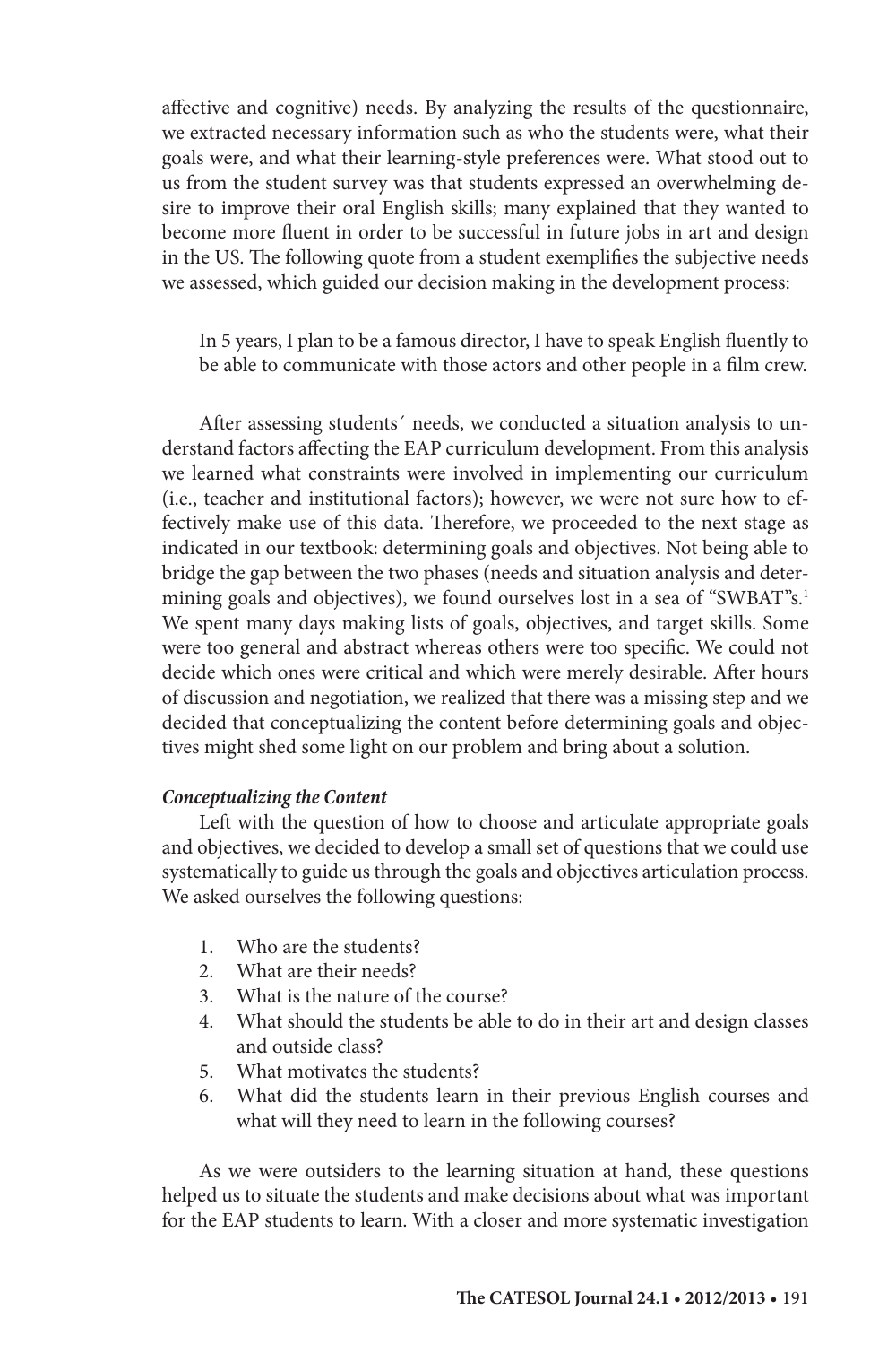affective and cognitive) needs. By analyzing the results of the questionnaire, we extracted necessary information such as who the students were, what their goals were, and what their learning-style preferences were. What stood out to us from the student survey was that students expressed an overwhelming desire to improve their oral English skills; many explained that they wanted to become more fluent in order to be successful in future jobs in art and design in the US. The following quote from a student exemplifies the subjective needs we assessed, which guided our decision making in the development process:

> In 5 years, I plan to be a famous director, I have to speak English fluently to be able to communicate with those actors and other people in a film crew.

After assessing students´ needs, we conducted a situation analysis to understand factors affecting the EAP curriculum development. From this analysis we learned what constraints were involved in implementing our curriculum (i.e., teacher and institutional factors); however, we were not sure how to effectively make use of this data. Therefore, we proceeded to the next stage as indicated in our textbook: determining goals and objectives. Not being able to bridge the gap between the two phases (needs and situation analysis and determining goals and objectives), we found ourselves lost in a sea of "SWBAT"s.[1] We spent many days making lists of goals, objectives, and target skills. Some were too general and abstract whereas others were too specific. We could not decide which ones were critical and which were merely desirable. After hours of discussion and negotiation, we realized that there was a missing step and we decided that conceptualizing the content before determining goals and objectives might shed some light on our problem and bring about a solution.

***Conceptualizing the Content***

Left with the question of how to choose and articulate appropriate goals and objectives, we decided to develop a small set of questions that we could use systematically to guide us through the goals and objectives articulation process. We asked ourselves the following questions:

1. Who are the students?
2. What are their needs?
3. What is the nature of the course?
4. What should the students be able to do in their art and design classes and outside class?
5. What motivates the students?
6. What did the students learn in their previous English courses and what will they need to learn in the following courses?

As we were outsiders to the learning situation at hand, these questions helped us to situate the students and make decisions about what was important for the EAP students to learn. With a closer and more systematic investigation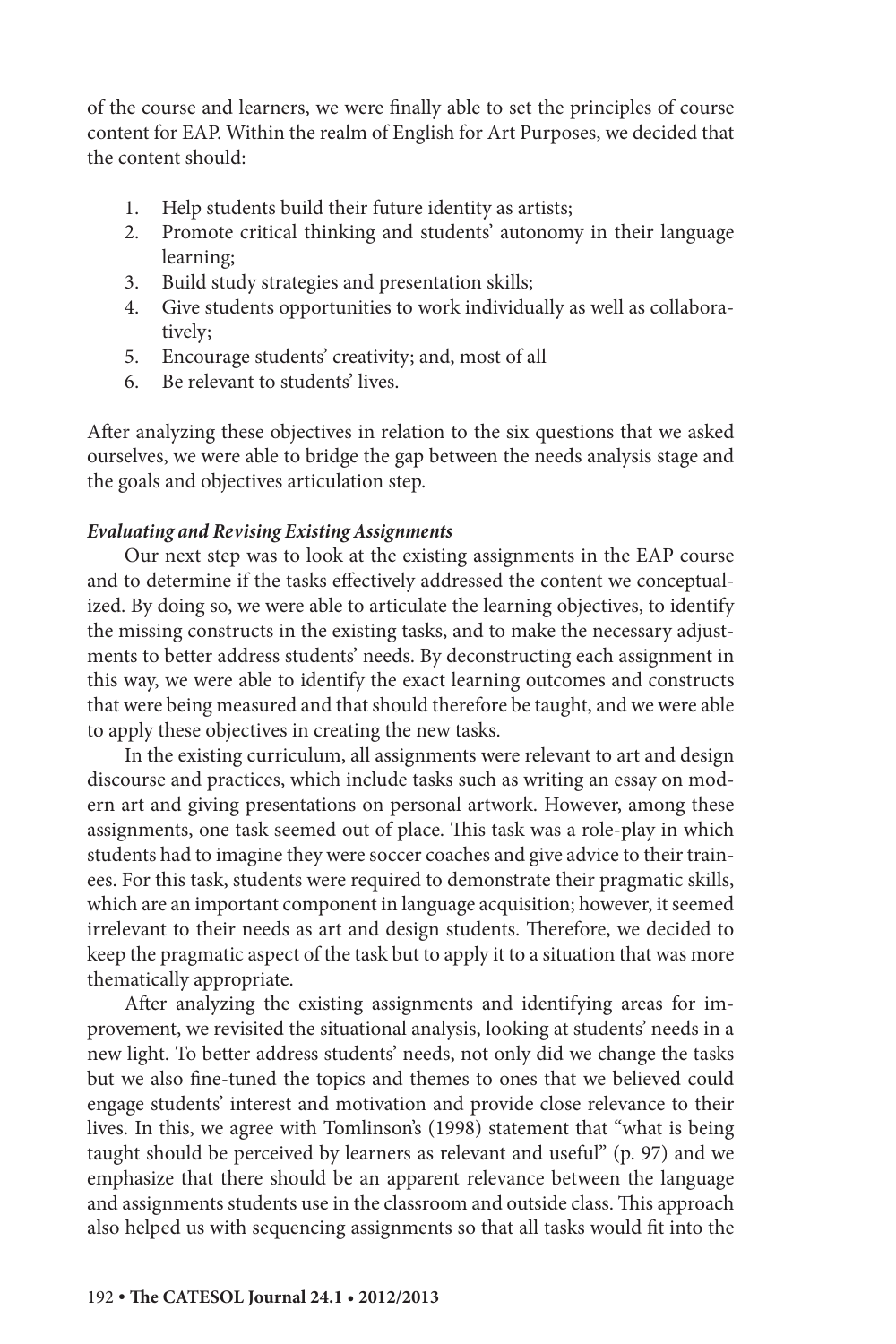of the course and learners, we were finally able to set the principles of course content for EAP. Within the realm of English for Art Purposes, we decided that the content should:

1. Help students build their future identity as artists;
2. Promote critical thinking and students' autonomy in their language learning;
3. Build study strategies and presentation skills;
4. Give students opportunities to work individually as well as collaboratively;
5. Encourage students' creativity; and, most of all
6. Be relevant to students' lives.

After analyzing these objectives in relation to the six questions that we asked ourselves, we were able to bridge the gap between the needs analysis stage and the goals and objectives articulation step.

***Evaluating and Revising Existing Assignments***

Our next step was to look at the existing assignments in the EAP course and to determine if the tasks effectively addressed the content we conceptualized. By doing so, we were able to articulate the learning objectives, to identify the missing constructs in the existing tasks, and to make the necessary adjustments to better address students' needs. By deconstructing each assignment in this way, we were able to identify the exact learning outcomes and constructs that were being measured and that should therefore be taught, and we were able to apply these objectives in creating the new tasks.

In the existing curriculum, all assignments were relevant to art and design discourse and practices, which include tasks such as writing an essay on modern art and giving presentations on personal artwork. However, among these assignments, one task seemed out of place. This task was a role-play in which students had to imagine they were soccer coaches and give advice to their trainees. For this task, students were required to demonstrate their pragmatic skills, which are an important component in language acquisition; however, it seemed irrelevant to their needs as art and design students. Therefore, we decided to keep the pragmatic aspect of the task but to apply it to a situation that was more thematically appropriate.

After analyzing the existing assignments and identifying areas for improvement, we revisited the situational analysis, looking at students' needs in a new light. To better address students' needs, not only did we change the tasks but we also fine-tuned the topics and themes to ones that we believed could engage students' interest and motivation and provide close relevance to their lives. In this, we agree with Tomlinson's (1998) statement that "what is being taught should be perceived by learners as relevant and useful" (p. 97) and we emphasize that there should be an apparent relevance between the language and assignments students use in the classroom and outside class. This approach also helped us with sequencing assignments so that all tasks would fit into the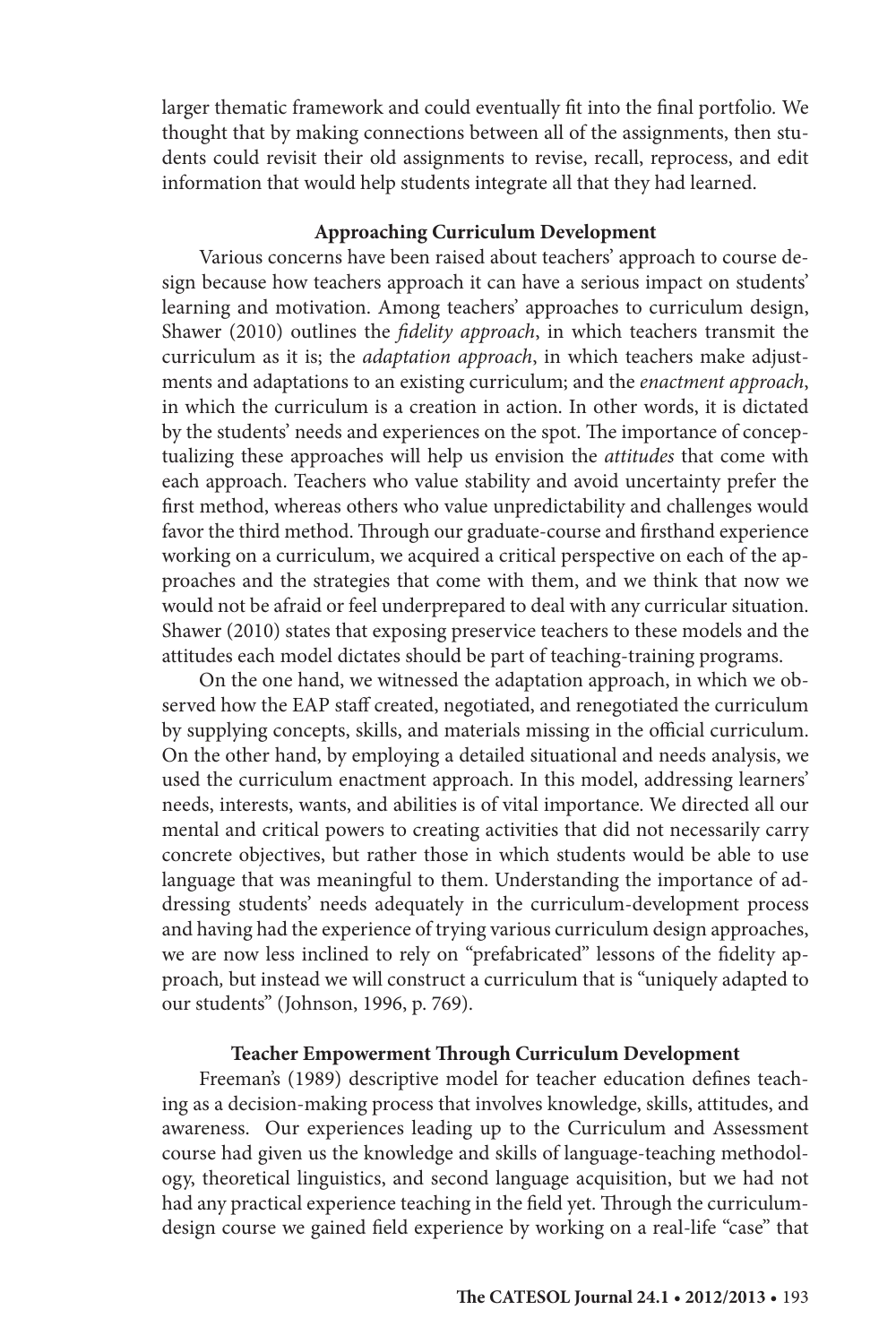larger thematic framework and could eventually fit into the final portfolio. We thought that by making connections between all of the assignments, then students could revisit their old assignments to revise, recall, reprocess, and edit information that would help students integrate all that they had learned.

## Approaching Curriculum Development

Various concerns have been raised about teachers' approach to course design because how teachers approach it can have a serious impact on students' learning and motivation. Among teachers' approaches to curriculum design, Shawer (2010) outlines the *fidelity approach*, in which teachers transmit the curriculum as it is; the *adaptation approach*, in which teachers make adjustments and adaptations to an existing curriculum; and the *enactment approach*, in which the curriculum is a creation in action. In other words, it is dictated by the students' needs and experiences on the spot. The importance of conceptualizing these approaches will help us envision the *attitudes* that come with each approach. Teachers who value stability and avoid uncertainty prefer the first method, whereas others who value unpredictability and challenges would favor the third method. Through our graduate-course and firsthand experience working on a curriculum, we acquired a critical perspective on each of the approaches and the strategies that come with them, and we think that now we would not be afraid or feel underprepared to deal with any curricular situation. Shawer (2010) states that exposing preservice teachers to these models and the attitudes each model dictates should be part of teaching-training programs.

On the one hand, we witnessed the adaptation approach, in which we observed how the EAP staff created, negotiated, and renegotiated the curriculum by supplying concepts, skills, and materials missing in the official curriculum. On the other hand, by employing a detailed situational and needs analysis, we used the curriculum enactment approach. In this model, addressing learners' needs, interests, wants, and abilities is of vital importance. We directed all our mental and critical powers to creating activities that did not necessarily carry concrete objectives, but rather those in which students would be able to use language that was meaningful to them. Understanding the importance of addressing students' needs adequately in the curriculum-development process and having had the experience of trying various curriculum design approaches, we are now less inclined to rely on "prefabricated" lessons of the fidelity approach, but instead we will construct a curriculum that is "uniquely adapted to our students" (Johnson, 1996, p. 769).

## Teacher Empowerment Through Curriculum Development

Freeman's (1989) descriptive model for teacher education defines teaching as a decision-making process that involves knowledge, skills, attitudes, and awareness. Our experiences leading up to the Curriculum and Assessment course had given us the knowledge and skills of language-teaching methodology, theoretical linguistics, and second language acquisition, but we had not had any practical experience teaching in the field yet. Through the curriculum-design course we gained field experience by working on a real-life "case" that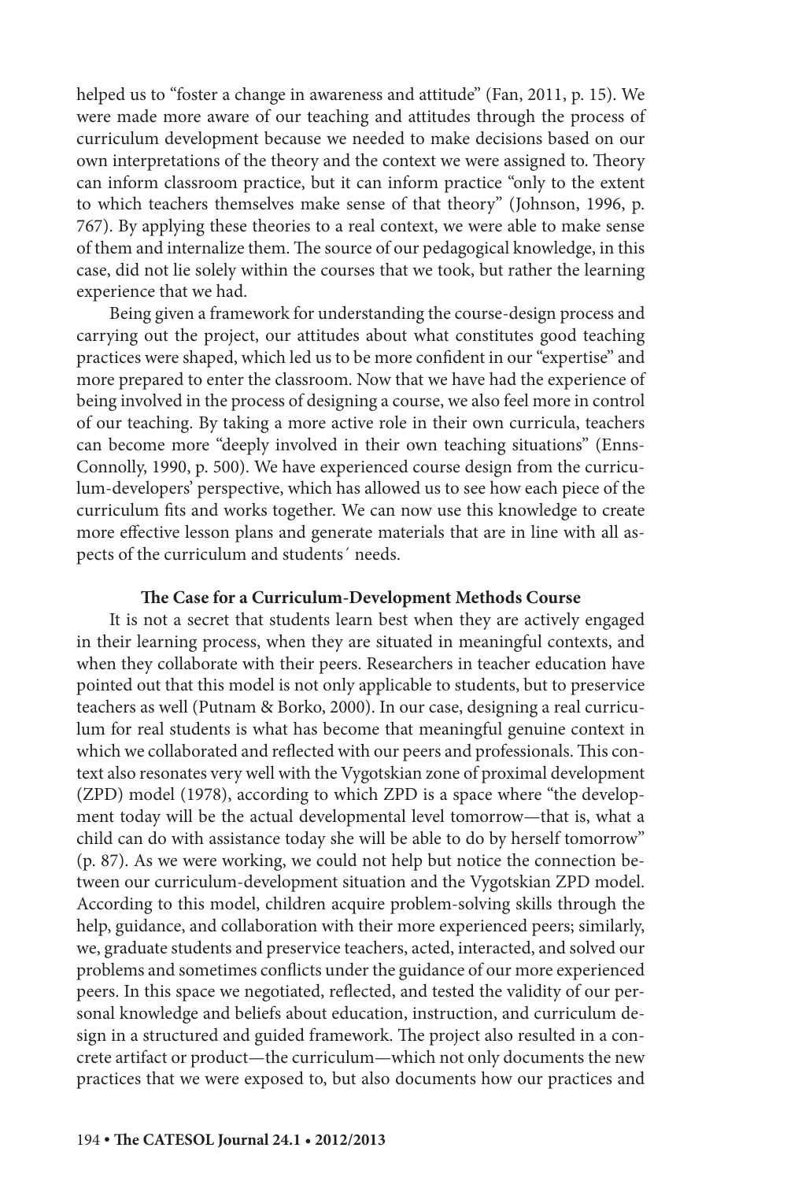helped us to "foster a change in awareness and attitude" (Fan, 2011, p. 15). We were made more aware of our teaching and attitudes through the process of curriculum development because we needed to make decisions based on our own interpretations of the theory and the context we were assigned to. Theory can inform classroom practice, but it can inform practice "only to the extent to which teachers themselves make sense of that theory" (Johnson, 1996, p. 767). By applying these theories to a real context, we were able to make sense of them and internalize them. The source of our pedagogical knowledge, in this case, did not lie solely within the courses that we took, but rather the learning experience that we had.

Being given a framework for understanding the course-design process and carrying out the project, our attitudes about what constitutes good teaching practices were shaped, which led us to be more confident in our "expertise" and more prepared to enter the classroom. Now that we have had the experience of being involved in the process of designing a course, we also feel more in control of our teaching. By taking a more active role in their own curricula, teachers can become more "deeply involved in their own teaching situations" (Enns-Connolly, 1990, p. 500). We have experienced course design from the curriculum-developers' perspective, which has allowed us to see how each piece of the curriculum fits and works together. We can now use this knowledge to create more effective lesson plans and generate materials that are in line with all aspects of the curriculum and students´ needs.

### The Case for a Curriculum-Development Methods Course

It is not a secret that students learn best when they are actively engaged in their learning process, when they are situated in meaningful contexts, and when they collaborate with their peers. Researchers in teacher education have pointed out that this model is not only applicable to students, but to preservice teachers as well (Putnam & Borko, 2000). In our case, designing a real curriculum for real students is what has become that meaningful genuine context in which we collaborated and reflected with our peers and professionals. This context also resonates very well with the Vygotskian zone of proximal development (ZPD) model (1978), according to which ZPD is a space where "the development today will be the actual developmental level tomorrow—that is, what a child can do with assistance today she will be able to do by herself tomorrow" (p. 87). As we were working, we could not help but notice the connection between our curriculum-development situation and the Vygotskian ZPD model. According to this model, children acquire problem-solving skills through the help, guidance, and collaboration with their more experienced peers; similarly, we, graduate students and preservice teachers, acted, interacted, and solved our problems and sometimes conflicts under the guidance of our more experienced peers. In this space we negotiated, reflected, and tested the validity of our personal knowledge and beliefs about education, instruction, and curriculum design in a structured and guided framework. The project also resulted in a concrete artifact or product—the curriculum—which not only documents the new practices that we were exposed to, but also documents how our practices and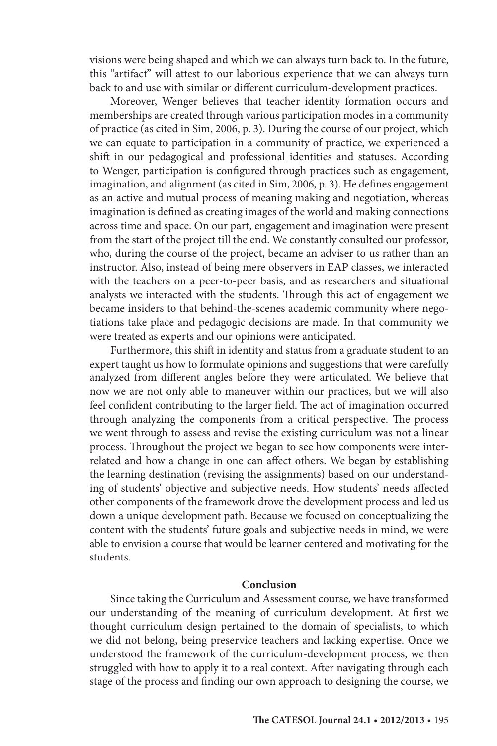visions were being shaped and which we can always turn back to. In the future, this "artifact" will attest to our laborious experience that we can always turn back to and use with similar or different curriculum-development practices.

Moreover, Wenger believes that teacher identity formation occurs and memberships are created through various participation modes in a community of practice (as cited in Sim, 2006, p. 3). During the course of our project, which we can equate to participation in a community of practice, we experienced a shift in our pedagogical and professional identities and statuses. According to Wenger, participation is configured through practices such as engagement, imagination, and alignment (as cited in Sim, 2006, p. 3). He defines engagement as an active and mutual process of meaning making and negotiation, whereas imagination is defined as creating images of the world and making connections across time and space. On our part, engagement and imagination were present from the start of the project till the end. We constantly consulted our professor, who, during the course of the project, became an adviser to us rather than an instructor. Also, instead of being mere observers in EAP classes, we interacted with the teachers on a peer-to-peer basis, and as researchers and situational analysts we interacted with the students. Through this act of engagement we became insiders to that behind-the-scenes academic community where negotiations take place and pedagogic decisions are made. In that community we were treated as experts and our opinions were anticipated.

Furthermore, this shift in identity and status from a graduate student to an expert taught us how to formulate opinions and suggestions that were carefully analyzed from different angles before they were articulated. We believe that now we are not only able to maneuver within our practices, but we will also feel confident contributing to the larger field. The act of imagination occurred through analyzing the components from a critical perspective. The process we went through to assess and revise the existing curriculum was not a linear process. Throughout the project we began to see how components were interrelated and how a change in one can affect others. We began by establishing the learning destination (revising the assignments) based on our understanding of students' objective and subjective needs. How students' needs affected other components of the framework drove the development process and led us down a unique development path. Because we focused on conceptualizing the content with the students' future goals and subjective needs in mind, we were able to envision a course that would be learner centered and motivating for the students.

## Conclusion

Since taking the Curriculum and Assessment course, we have transformed our understanding of the meaning of curriculum development. At first we thought curriculum design pertained to the domain of specialists, to which we did not belong, being preservice teachers and lacking expertise. Once we understood the framework of the curriculum-development process, we then struggled with how to apply it to a real context. After navigating through each stage of the process and finding our own approach to designing the course, we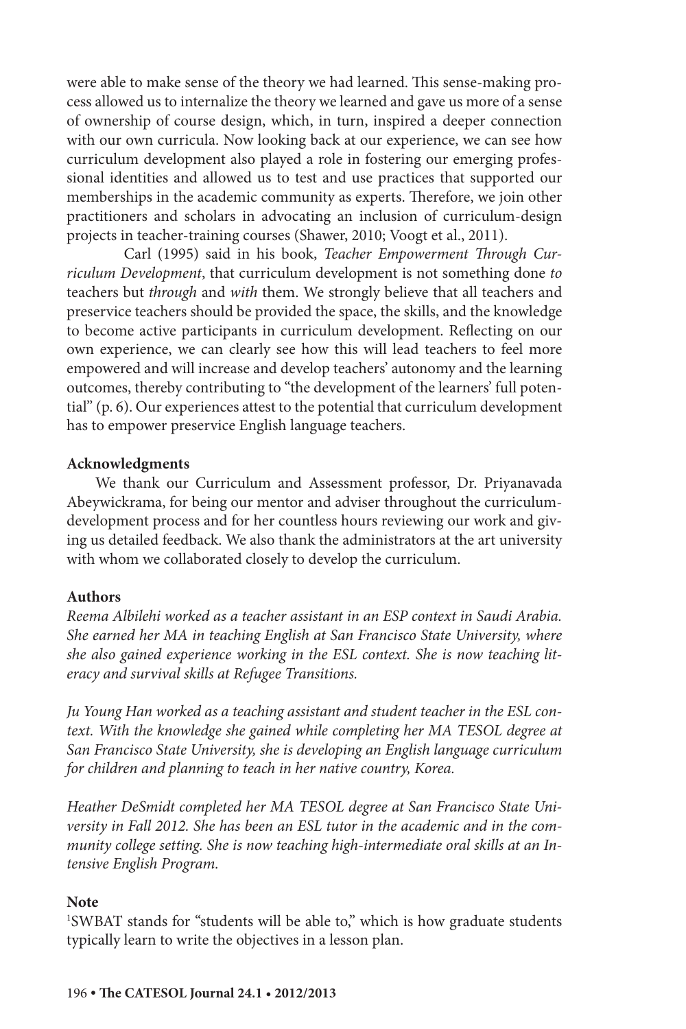were able to make sense of the theory we had learned. This sense-making process allowed us to internalize the theory we learned and gave us more of a sense of ownership of course design, which, in turn, inspired a deeper connection with our own curricula. Now looking back at our experience, we can see how curriculum development also played a role in fostering our emerging professional identities and allowed us to test and use practices that supported our memberships in the academic community as experts. Therefore, we join other practitioners and scholars in advocating an inclusion of curriculum-design projects in teacher-training courses (Shawer, 2010; Voogt et al., 2011).

Carl (1995) said in his book, *Teacher Empowerment Through Curriculum Development*, that curriculum development is not something done *to* teachers but *through* and *with* them. We strongly believe that all teachers and preservice teachers should be provided the space, the skills, and the knowledge to become active participants in curriculum development. Reflecting on our own experience, we can clearly see how this will lead teachers to feel more empowered and will increase and develop teachers' autonomy and the learning outcomes, thereby contributing to "the development of the learners' full potential" (p. 6). Our experiences attest to the potential that curriculum development has to empower preservice English language teachers.

**Acknowledgments**

We thank our Curriculum and Assessment professor, Dr. Priyanavada Abeywickrama, for being our mentor and adviser throughout the curriculum-development process and for her countless hours reviewing our work and giving us detailed feedback. We also thank the administrators at the art university with whom we collaborated closely to develop the curriculum.

**Authors**

*Reema Albilehi worked as a teacher assistant in an ESP context in Saudi Arabia. She earned her MA in teaching English at San Francisco State University, where she also gained experience working in the ESL context. She is now teaching literacy and survival skills at Refugee Transitions.*

*Ju Young Han worked as a teaching assistant and student teacher in the ESL context. With the knowledge she gained while completing her MA TESOL degree at San Francisco State University, she is developing an English language curriculum for children and planning to teach in her native country, Korea.*

*Heather DeSmidt completed her MA TESOL degree at San Francisco State University in Fall 2012. She has been an ESL tutor in the academic and in the community college setting. She is now teaching high-intermediate oral skills at an Intensive English Program.*

**Note**

[1]SWBAT stands for "students will be able to," which is how graduate students typically learn to write the objectives in a lesson plan.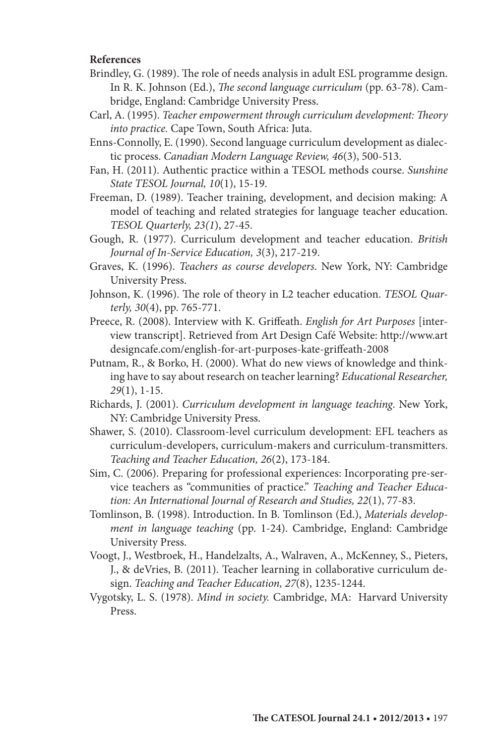**References**

Brindley, G. (1989). The role of needs analysis in adult ESL programme design. In R. K. Johnson (Ed.), *The second language curriculum* (pp. 63-78). Cambridge, England: Cambridge University Press.

Carl, A. (1995). *Teacher empowerment through curriculum development: Theory into practice.* Cape Town, South Africa: Juta.

Enns-Connolly, E. (1990). Second language curriculum development as dialectic process. *Canadian Modern Language Review, 46*(3), 500-513.

Fan, H. (2011). Authentic practice within a TESOL methods course. *Sunshine State TESOL Journal, 10*(1), 15-19.

Freeman, D. (1989). Teacher training, development, and decision making: A model of teaching and related strategies for language teacher education. *TESOL Quarterly, 23(1*), 27-45.

Gough, R. (1977). Curriculum development and teacher education. *British Journal of In-Service Education, 3*(3), 217-219.

Graves, K. (1996). *Teachers as course developers*. New York, NY: Cambridge University Press.

Johnson, K. (1996). The role of theory in L2 teacher education. *TESOL Quarterly, 30*(4), pp. 765-771.

Preece, R. (2008). Interview with K. Griffeath. *English for Art Purposes* [interview transcript]. Retrieved from Art Design Café Website: http://www.artdesigncafe.com/english-for-art-purposes-kate-griffeath-2008

Putnam, R., & Borko, H. (2000). What do new views of knowledge and thinking have to say about research on teacher learning? *Educational Researcher, 29*(1), 1-15.

Richards, J. (2001). *Curriculum development in language teaching*. New York, NY: Cambridge University Press.

Shawer, S. (2010). Classroom-level curriculum development: EFL teachers as curriculum-developers, curriculum-makers and curriculum-transmitters. *Teaching and Teacher Education, 26*(2), 173-184.

Sim, C. (2006). Preparing for professional experiences: Incorporating pre-service teachers as "communities of practice." *Teaching and Teacher Education: An International Journal of Research and Studies, 22*(1), 77-83.

Tomlinson, B. (1998). Introduction. In B. Tomlinson (Ed.), *Materials development in language teaching* (pp. 1-24). Cambridge, England: Cambridge University Press.

Voogt, J., Westbroek, H., Handelzalts, A., Walraven, A., McKenney, S., Pieters, J., & deVries, B. (2011). Teacher learning in collaborative curriculum design. *Teaching and Teacher Education, 27*(8), 1235-1244.

Vygotsky, L. S. (1978). *Mind in society.* Cambridge, MA: Harvard University Press.